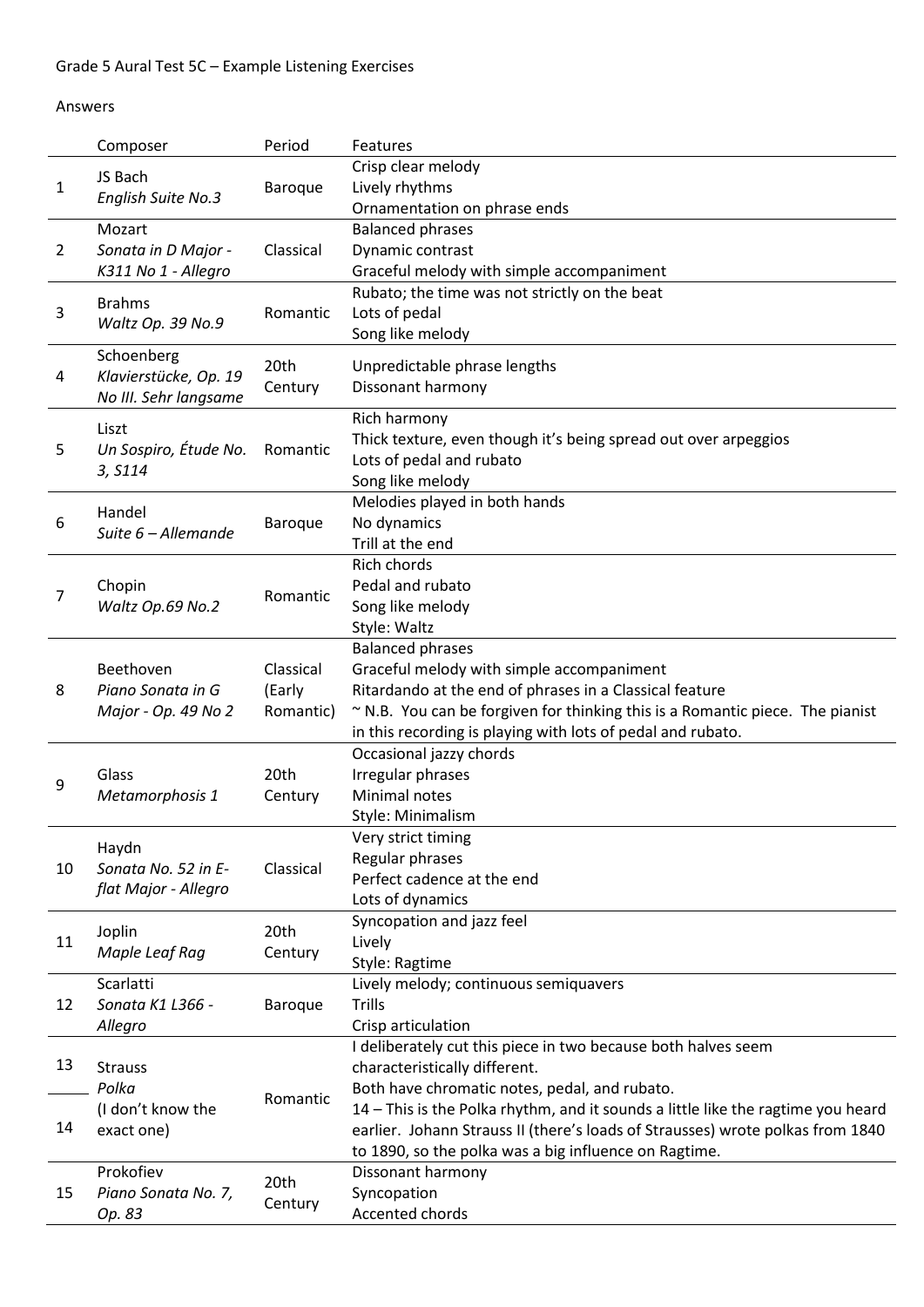Grade 5 Aural Test 5C – Example Listening Exercises

Answers

| | Composer | Period | Features |
|---|---|---|---|
| 1 | JS Bach<br>*English Suite No.3* | Baroque | Crisp clear melody<br>Lively rhythms<br>Ornamentation on phrase ends |
| 2 | Mozart<br>*Sonata in D Major - K311 No 1 - Allegro* | Classical | Balanced phrases<br>Dynamic contrast<br>Graceful melody with simple accompaniment |
| 3 | Brahms<br>*Waltz Op. 39 No.9* | Romantic | Rubato; the time was not strictly on the beat<br>Lots of pedal<br>Song like melody |
| 4 | Schoenberg<br>*Klavierstücke, Op. 19 No III. Sehr langsame* | 20th Century | Unpredictable phrase lengths<br>Dissonant harmony |
| 5 | Liszt<br>*Un Sospiro, Étude No. 3, S114* | Romantic | Rich harmony<br>Thick texture, even though it's being spread out over arpeggios<br>Lots of pedal and rubato<br>Song like melody |
| 6 | Handel<br>*Suite 6 – Allemande* | Baroque | Melodies played in both hands<br>No dynamics<br>Trill at the end |
| 7 | Chopin<br>*Waltz Op.69 No.2* | Romantic | Rich chords<br>Pedal and rubato<br>Song like melody<br>Style: Waltz |
| 8 | Beethoven<br>*Piano Sonata in G Major - Op. 49 No 2* | Classical (Early Romantic) | Balanced phrases<br>Graceful melody with simple accompaniment<br>Ritardando at the end of phrases in a Classical feature<br>~ N.B. You can be forgiven for thinking this is a Romantic piece. The pianist in this recording is playing with lots of pedal and rubato. |
| 9 | Glass<br>*Metamorphosis 1* | 20th Century | Occasional jazzy chords<br>Irregular phrases<br>Minimal notes<br>Style: Minimalism |
| 10 | Haydn<br>*Sonata No. 52 in E-flat Major - Allegro* | Classical | Very strict timing<br>Regular phrases<br>Perfect cadence at the end<br>Lots of dynamics |
| 11 | Joplin<br>*Maple Leaf Rag* | 20th Century | Syncopation and jazz feel<br>Lively<br>Style: Ragtime |
| 12 | Scarlatti<br>*Sonata K1 L366 - Allegro* | Baroque | Lively melody; continuous semiquavers<br>Trills<br>Crisp articulation |
| 13<br>14 | Strauss<br>*Polka*<br>(I don't know the exact one) | Romantic | I deliberately cut this piece in two because both halves seem characteristically different.<br>Both have chromatic notes, pedal, and rubato.<br>14 – This is the Polka rhythm, and it sounds a little like the ragtime you heard earlier. Johann Strauss II (there's loads of Strausses) wrote polkas from 1840 to 1890, so the polka was a big influence on Ragtime. |
| 15 | Prokofiev<br>*Piano Sonata No. 7, Op. 83* | 20th Century | Dissonant harmony<br>Syncopation<br>Accented chords |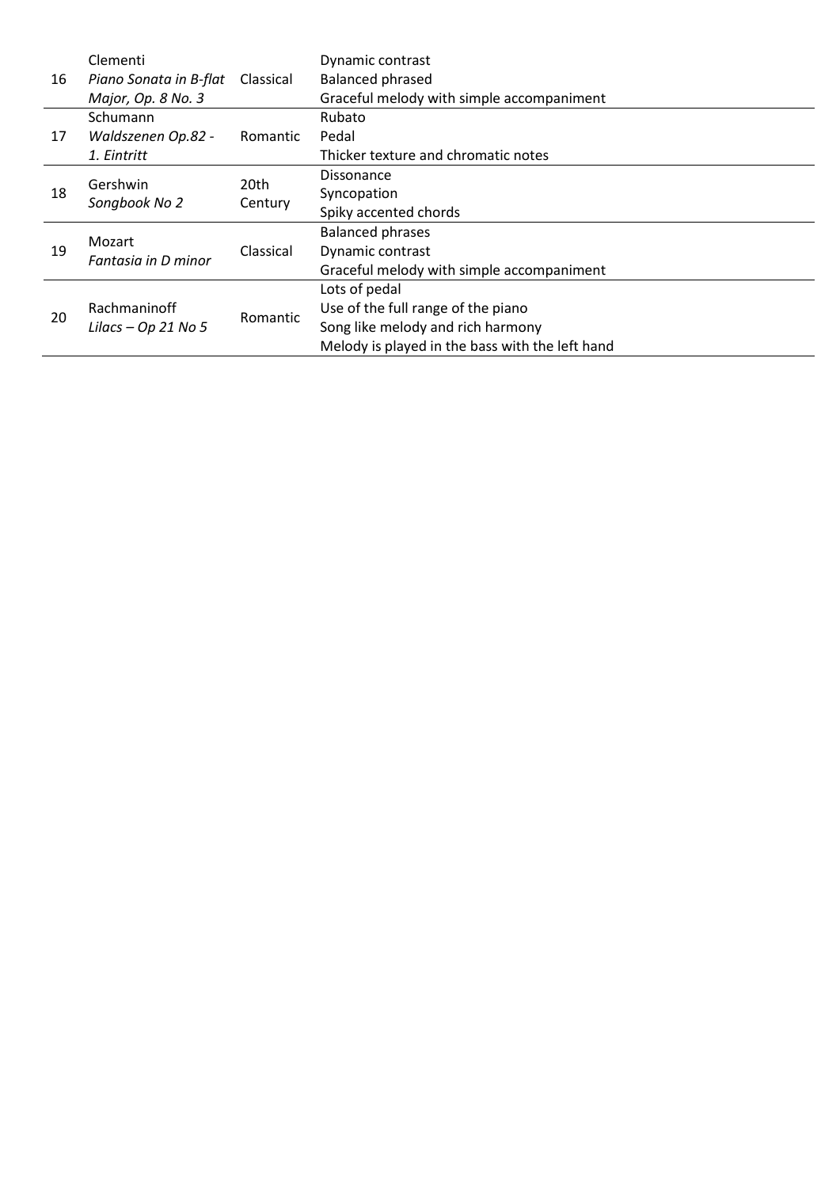| | | | |
|---|---|---|---|
| 16 | Clementi<br>*Piano Sonata in B-flat Major, Op. 8 No. 3* | Classical | Dynamic contrast<br>Balanced phrased<br>Graceful melody with simple accompaniment |
| 17 | Schumann<br>*Waldszenen Op.82 - 1. Eintritt* | Romantic | Rubato<br>Pedal<br>Thicker texture and chromatic notes |
| 18 | Gershwin<br>*Songbook No 2* | 20th Century | Dissonance<br>Syncopation<br>Spiky accented chords |
| 19 | Mozart<br>*Fantasia in D minor* | Classical | Balanced phrases<br>Dynamic contrast<br>Graceful melody with simple accompaniment |
| 20 | Rachmaninoff<br>*Lilacs – Op 21 No 5* | Romantic | Lots of pedal<br>Use of the full range of the piano<br>Song like melody and rich harmony<br>Melody is played in the bass with the left hand |